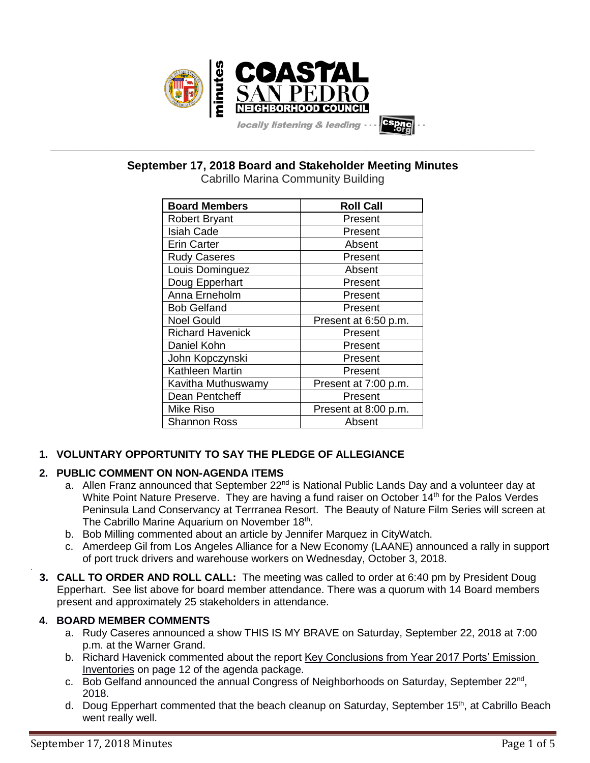# September 17, 2018 Board and Stakeholder Meeting Minutes

Cabrillo Marina Community Building

| Board Members | Roll Call |
| --- | --- |
| Robert Bryant | Present |
| Isiah Cade | Present |
| Erin Carter | Absent |
| Rudy Caseres | Present |
| Louis Dominguez | Absent |
| Doug Epperhart | Present |
| Anna Erneholm | Present |
| Bob Gelfand | Present |
| Noel Gould | Present at 6:50 p.m. |
| Richard Havenick | Present |
| Daniel Kohn | Present |
| John Kopczynski | Present |
| Kathleen Martin | Present |
| Kavitha Muthuswamy | Present at 7:00 p.m. |
| Dean Pentcheff | Present |
| Mike Riso | Present at 8:00 p.m. |
| Shannon Ross | Absent |

**1. VOLUNTARY OPPORTUNITY TO SAY THE PLEDGE OF ALLEGIANCE**

**2. PUBLIC COMMENT ON NON-AGENDA ITEMS**

a. Allen Franz announced that September 22nd is National Public Lands Day and a volunteer day at White Point Nature Preserve. They are having a fund raiser on October 14th for the Palos Verdes Peninsula Land Conservancy at Terrranea Resort. The Beauty of Nature Film Series will screen at The Cabrillo Marine Aquarium on November 18th.

b. Bob Milling commented about an article by Jennifer Marquez in CityWatch.

c. Amerdeep Gil from Los Angeles Alliance for a New Economy (LAANE) announced a rally in support of port truck drivers and warehouse workers on Wednesday, October 3, 2018.

**3. CALL TO ORDER AND ROLL CALL:** The meeting was called to order at 6:40 pm by President Doug Epperhart. See list above for board member attendance. There was a quorum with 14 Board members present and approximately 25 stakeholders in attendance.

**4. BOARD MEMBER COMMENTS**

a. Rudy Caseres announced a show THIS IS MY BRAVE on Saturday, September 22, 2018 at 7:00 p.m. at the Warner Grand.

b. Richard Havenick commented about the report Key Conclusions from Year 2017 Ports' Emission Inventories on page 12 of the agenda package.

c. Bob Gelfand announced the annual Congress of Neighborhoods on Saturday, September 22nd, 2018.

d. Doug Epperhart commented that the beach cleanup on Saturday, September 15th, at Cabrillo Beach went really well.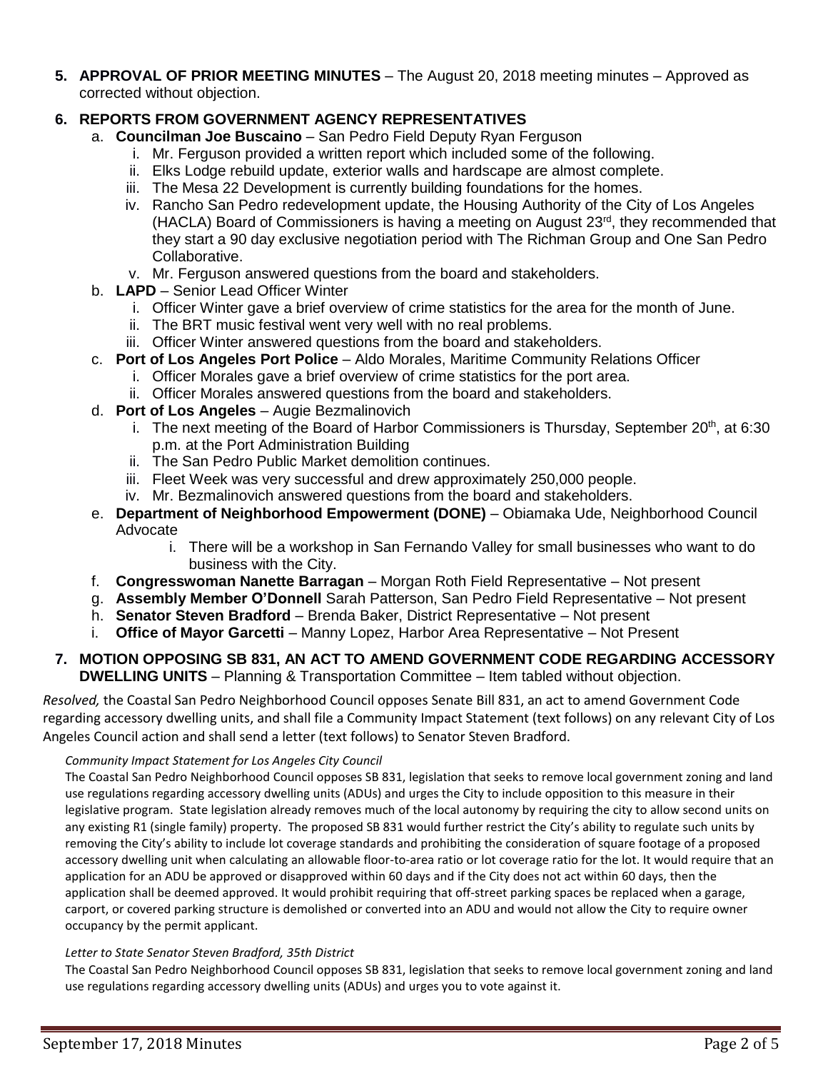5. **APPROVAL OF PRIOR MEETING MINUTES** – The August 20, 2018 meeting minutes – Approved as corrected without objection.

6. **REPORTS FROM GOVERNMENT AGENCY REPRESENTATIVES**
   a. **Councilman Joe Buscaino** – San Pedro Field Deputy Ryan Ferguson
      i. Mr. Ferguson provided a written report which included some of the following.
      ii. Elks Lodge rebuild update, exterior walls and hardscape are almost complete.
      iii. The Mesa 22 Development is currently building foundations for the homes.
      iv. Rancho San Pedro redevelopment update, the Housing Authority of the City of Los Angeles (HACLA) Board of Commissioners is having a meeting on August 23rd, they recommended that they start a 90 day exclusive negotiation period with The Richman Group and One San Pedro Collaborative.
      v. Mr. Ferguson answered questions from the board and stakeholders.
   b. **LAPD** – Senior Lead Officer Winter
      i. Officer Winter gave a brief overview of crime statistics for the area for the month of June.
      ii. The BRT music festival went very well with no real problems.
      iii. Officer Winter answered questions from the board and stakeholders.
   c. **Port of Los Angeles Port Police** – Aldo Morales, Maritime Community Relations Officer
      i. Officer Morales gave a brief overview of crime statistics for the port area.
      ii. Officer Morales answered questions from the board and stakeholders.
   d. **Port of Los Angeles** – Augie Bezmalinovich
      i. The next meeting of the Board of Harbor Commissioners is Thursday, September 20th, at 6:30 p.m. at the Port Administration Building
      ii. The San Pedro Public Market demolition continues.
      iii. Fleet Week was very successful and drew approximately 250,000 people.
      iv. Mr. Bezmalinovich answered questions from the board and stakeholders.
   e. **Department of Neighborhood Empowerment (DONE)** – Obiamaka Ude, Neighborhood Council Advocate
      i. There will be a workshop in San Fernando Valley for small businesses who want to do business with the City.
   f. **Congresswoman Nanette Barragan** – Morgan Roth Field Representative – Not present
   g. **Assembly Member O'Donnell** Sarah Patterson, San Pedro Field Representative – Not present
   h. **Senator Steven Bradford** – Brenda Baker, District Representative – Not present
   i. **Office of Mayor Garcetti** – Manny Lopez, Harbor Area Representative – Not Present

7. **MOTION OPPOSING SB 831, AN ACT TO AMEND GOVERNMENT CODE REGARDING ACCESSORY DWELLING UNITS** – Planning & Transportation Committee – Item tabled without objection.

*Resolved,* the Coastal San Pedro Neighborhood Council opposes Senate Bill 831, an act to amend Government Code regarding accessory dwelling units, and shall file a Community Impact Statement (text follows) on any relevant City of Los Angeles Council action and shall send a letter (text follows) to Senator Steven Bradford.

*Community Impact Statement for Los Angeles City Council*

The Coastal San Pedro Neighborhood Council opposes SB 831, legislation that seeks to remove local government zoning and land use regulations regarding accessory dwelling units (ADUs) and urges the City to include opposition to this measure in their legislative program. State legislation already removes much of the local autonomy by requiring the city to allow second units on any existing R1 (single family) property. The proposed SB 831 would further restrict the City's ability to regulate such units by removing the City's ability to include lot coverage standards and prohibiting the consideration of square footage of a proposed accessory dwelling unit when calculating an allowable floor-to-area ratio or lot coverage ratio for the lot. It would require that an application for an ADU be approved or disapproved within 60 days and if the City does not act within 60 days, then the application shall be deemed approved. It would prohibit requiring that off-street parking spaces be replaced when a garage, carport, or covered parking structure is demolished or converted into an ADU and would not allow the City to require owner occupancy by the permit applicant.

*Letter to State Senator Steven Bradford, 35th District*

The Coastal San Pedro Neighborhood Council opposes SB 831, legislation that seeks to remove local government zoning and land use regulations regarding accessory dwelling units (ADUs) and urges you to vote against it.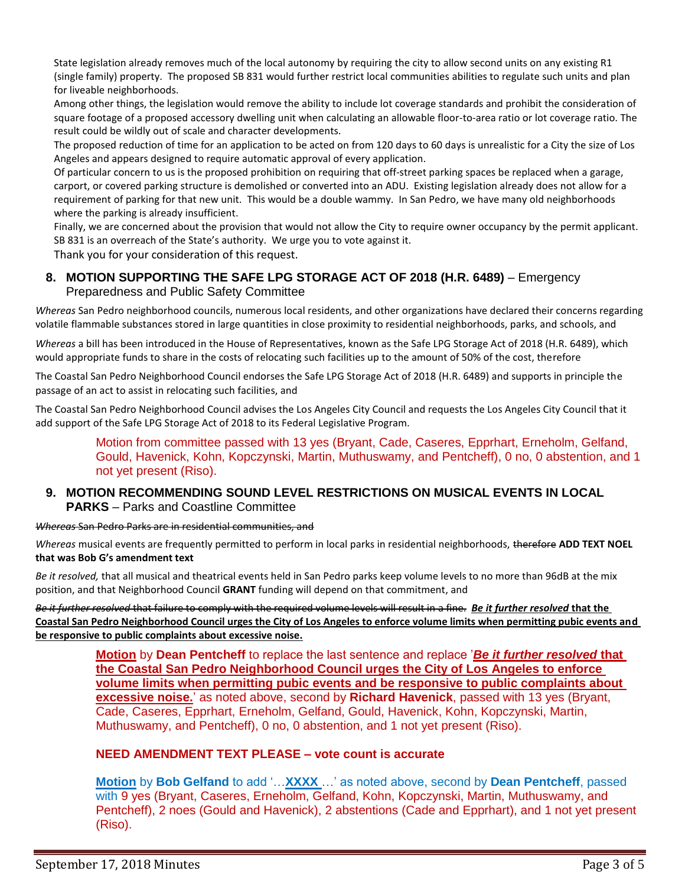State legislation already removes much of the local autonomy by requiring the city to allow second units on any existing R1 (single family) property. The proposed SB 831 would further restrict local communities abilities to regulate such units and plan for liveable neighborhoods.

Among other things, the legislation would remove the ability to include lot coverage standards and prohibit the consideration of square footage of a proposed accessory dwelling unit when calculating an allowable floor-to-area ratio or lot coverage ratio. The result could be wildly out of scale and character developments.

The proposed reduction of time for an application to be acted on from 120 days to 60 days is unrealistic for a City the size of Los Angeles and appears designed to require automatic approval of every application.

Of particular concern to us is the proposed prohibition on requiring that off-street parking spaces be replaced when a garage, carport, or covered parking structure is demolished or converted into an ADU. Existing legislation already does not allow for a requirement of parking for that new unit. This would be a double wammy. In San Pedro, we have many old neighborhoods where the parking is already insufficient.

Finally, we are concerned about the provision that would not allow the City to require owner occupancy by the permit applicant. SB 831 is an overreach of the State's authority. We urge you to vote against it.

Thank you for your consideration of this request.

## 8. MOTION SUPPORTING THE SAFE LPG STORAGE ACT OF 2018 (H.R. 6489) – Emergency Preparedness and Public Safety Committee

*Whereas* San Pedro neighborhood councils, numerous local residents, and other organizations have declared their concerns regarding volatile flammable substances stored in large quantities in close proximity to residential neighborhoods, parks, and schools, and

*Whereas* a bill has been introduced in the House of Representatives, known as the Safe LPG Storage Act of 2018 (H.R. 6489), which would appropriate funds to share in the costs of relocating such facilities up to the amount of 50% of the cost, therefore

The Coastal San Pedro Neighborhood Council endorses the Safe LPG Storage Act of 2018 (H.R. 6489) and supports in principle the passage of an act to assist in relocating such facilities, and

The Coastal San Pedro Neighborhood Council advises the Los Angeles City Council and requests the Los Angeles City Council that it add support of the Safe LPG Storage Act of 2018 to its Federal Legislative Program.

> Motion from committee passed with 13 yes (Bryant, Cade, Caseres, Epprhart, Erneholm, Gelfand, Gould, Havenick, Kohn, Kopczynski, Martin, Muthuswamy, and Pentcheff), 0 no, 0 abstention, and 1 not yet present (Riso).

## 9. MOTION RECOMMENDING SOUND LEVEL RESTRICTIONS ON MUSICAL EVENTS IN LOCAL PARKS – Parks and Coastline Committee

~~*Whereas* San Pedro Parks are in residential communities, and~~

*Whereas* musical events are frequently permitted to perform in local parks in residential neighborhoods, ~~therefore~~ **ADD TEXT NOEL that was Bob G's amendment text**

*Be it resolved,* that all musical and theatrical events held in San Pedro parks keep volume levels to no more than 96dB at the mix position, and that Neighborhood Council **GRANT** funding will depend on that commitment, and

~~*Be it further resolved* that failure to comply with the required volume levels will result in a fine.~~ ***Be it further resolved* that the Coastal San Pedro Neighborhood Council urges the City of Los Angeles to enforce volume limits when permitting pubic events and be responsive to public complaints about excessive noise.**

> **Motion** by **Dean Pentcheff** to replace the last sentence and replace '***Be it further resolved* that the Coastal San Pedro Neighborhood Council urges the City of Los Angeles to enforce volume limits when permitting pubic events and be responsive to public complaints about excessive noise.**' as noted above, second by **Richard Havenick**, passed with 13 yes (Bryant, Cade, Caseres, Epprhart, Erneholm, Gelfand, Gould, Havenick, Kohn, Kopczynski, Martin, Muthuswamy, and Pentcheff), 0 no, 0 abstention, and 1 not yet present (Riso).
>
> **NEED AMENDMENT TEXT PLEASE – vote count is accurate**
>
> **Motion** by **Bob Gelfand** to add '…**XXXX** …' as noted above, second by **Dean Pentcheff**, passed with 9 yes (Bryant, Caseres, Erneholm, Gelfand, Kohn, Kopczynski, Martin, Muthuswamy, and Pentcheff), 2 noes (Gould and Havenick), 2 abstentions (Cade and Epprhart), and 1 not yet present (Riso).

September 17, 2018 Minutes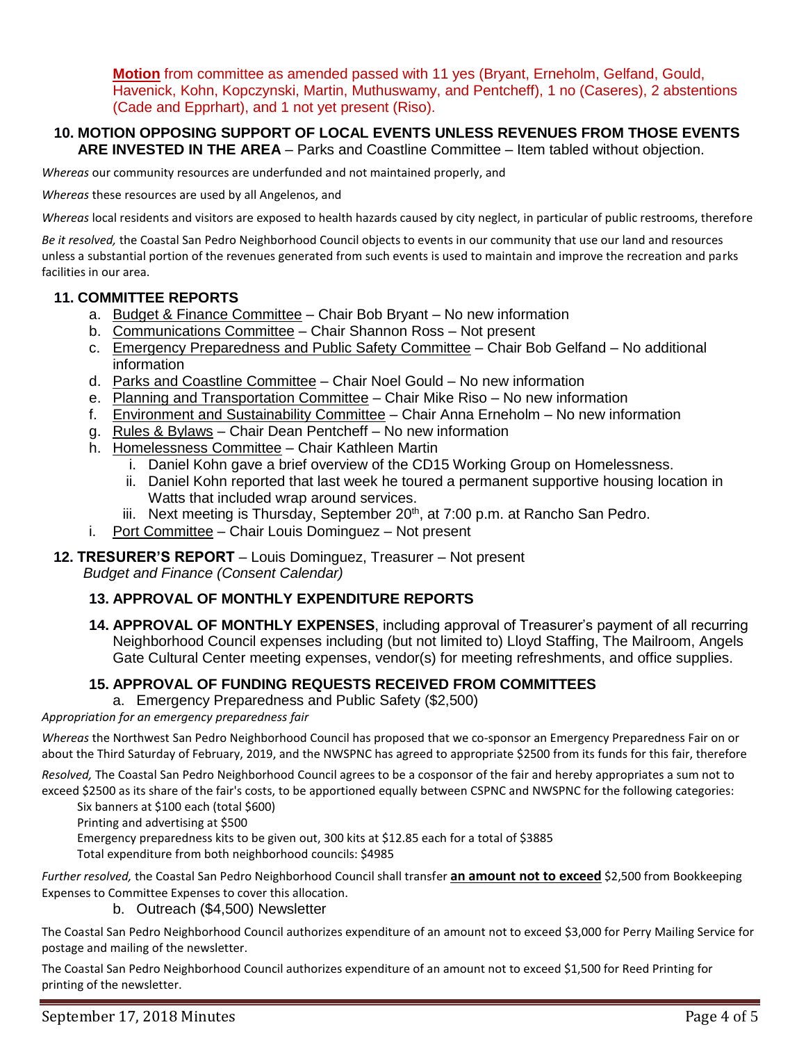**Motion** from committee as amended passed with 11 yes (Bryant, Erneholm, Gelfand, Gould, Havenick, Kohn, Kopczynski, Martin, Muthuswamy, and Pentcheff), 1 no (Caseres), 2 abstentions (Cade and Epprhart), and 1 not yet present (Riso).

**10. MOTION OPPOSING SUPPORT OF LOCAL EVENTS UNLESS REVENUES FROM THOSE EVENTS ARE INVESTED IN THE AREA** – Parks and Coastline Committee – Item tabled without objection.

*Whereas* our community resources are underfunded and not maintained properly, and

*Whereas* these resources are used by all Angelenos, and

*Whereas* local residents and visitors are exposed to health hazards caused by city neglect, in particular of public restrooms, therefore

*Be it resolved,* the Coastal San Pedro Neighborhood Council objects to events in our community that use our land and resources unless a substantial portion of the revenues generated from such events is used to maintain and improve the recreation and parks facilities in our area.

**11. COMMITTEE REPORTS**

a. Budget & Finance Committee – Chair Bob Bryant – No new information
b. Communications Committee – Chair Shannon Ross – Not present
c. Emergency Preparedness and Public Safety Committee – Chair Bob Gelfand – No additional information
d. Parks and Coastline Committee – Chair Noel Gould – No new information
e. Planning and Transportation Committee – Chair Mike Riso – No new information
f. Environment and Sustainability Committee – Chair Anna Erneholm – No new information
g. Rules & Bylaws – Chair Dean Pentcheff – No new information
h. Homelessness Committee – Chair Kathleen Martin
   i. Daniel Kohn gave a brief overview of the CD15 Working Group on Homelessness.
   ii. Daniel Kohn reported that last week he toured a permanent supportive housing location in Watts that included wrap around services.
   iii. Next meeting is Thursday, September 20th, at 7:00 p.m. at Rancho San Pedro.
i. Port Committee – Chair Louis Dominguez – Not present

**12. TRESURER'S REPORT** – Louis Dominguez, Treasurer – Not present
*Budget and Finance (Consent Calendar)*

**13. APPROVAL OF MONTHLY EXPENDITURE REPORTS**

**14. APPROVAL OF MONTHLY EXPENSES**, including approval of Treasurer's payment of all recurring Neighborhood Council expenses including (but not limited to) Lloyd Staffing, The Mailroom, Angels Gate Cultural Center meeting expenses, vendor(s) for meeting refreshments, and office supplies.

**15. APPROVAL OF FUNDING REQUESTS RECEIVED FROM COMMITTEES**

a. Emergency Preparedness and Public Safety ($2,500)

*Appropriation for an emergency preparedness fair*

*Whereas* the Northwest San Pedro Neighborhood Council has proposed that we co-sponsor an Emergency Preparedness Fair on or about the Third Saturday of February, 2019, and the NWSPNC has agreed to appropriate $2500 from its funds for this fair, therefore

*Resolved,* The Coastal San Pedro Neighborhood Council agrees to be a cosponsor of the fair and hereby appropriates a sum not to exceed $2500 as its share of the fair's costs, to be apportioned equally between CSPNC and NWSPNC for the following categories:

Six banners at $100 each (total $600)
Printing and advertising at $500
Emergency preparedness kits to be given out, 300 kits at $12.85 each for a total of $3885
Total expenditure from both neighborhood councils: $4985

*Further resolved,* the Coastal San Pedro Neighborhood Council shall transfer **an amount not to exceed** $2,500 from Bookkeeping Expenses to Committee Expenses to cover this allocation.

b. Outreach ($4,500) Newsletter

The Coastal San Pedro Neighborhood Council authorizes expenditure of an amount not to exceed $3,000 for Perry Mailing Service for postage and mailing of the newsletter.

The Coastal San Pedro Neighborhood Council authorizes expenditure of an amount not to exceed $1,500 for Reed Printing for printing of the newsletter.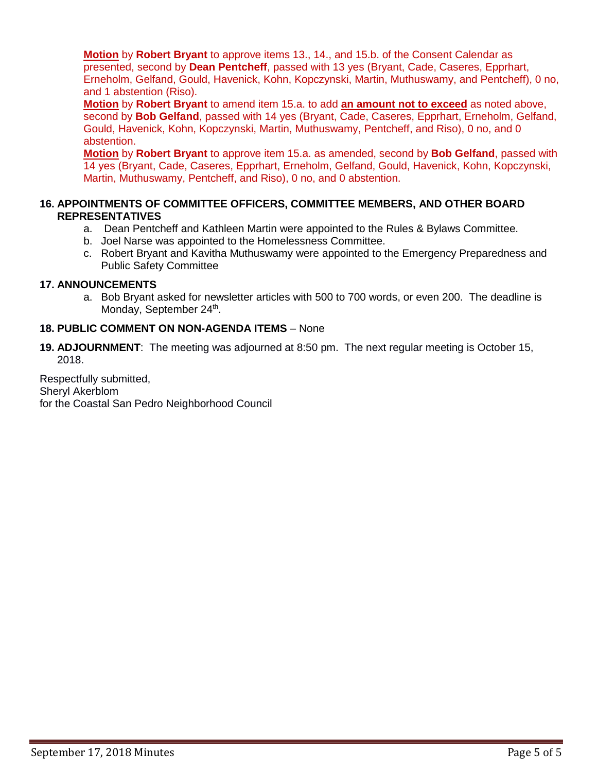**Motion** by **Robert Bryant** to approve items 13., 14., and 15.b. of the Consent Calendar as presented, second by **Dean Pentcheff**, passed with 13 yes (Bryant, Cade, Caseres, Epprhart, Erneholm, Gelfand, Gould, Havenick, Kohn, Kopczynski, Martin, Muthuswamy, and Pentcheff), 0 no, and 1 abstention (Riso).

**Motion** by **Robert Bryant** to amend item 15.a. to add **an amount not to exceed** as noted above, second by **Bob Gelfand**, passed with 14 yes (Bryant, Cade, Caseres, Epprhart, Erneholm, Gelfand, Gould, Havenick, Kohn, Kopczynski, Martin, Muthuswamy, Pentcheff, and Riso), 0 no, and 0 abstention.

**Motion** by **Robert Bryant** to approve item 15.a. as amended, second by **Bob Gelfand**, passed with 14 yes (Bryant, Cade, Caseres, Epprhart, Erneholm, Gelfand, Gould, Havenick, Kohn, Kopczynski, Martin, Muthuswamy, Pentcheff, and Riso), 0 no, and 0 abstention.

**16. APPOINTMENTS OF COMMITTEE OFFICERS, COMMITTEE MEMBERS, AND OTHER BOARD REPRESENTATIVES**

a. Dean Pentcheff and Kathleen Martin were appointed to the Rules & Bylaws Committee.
b. Joel Narse was appointed to the Homelessness Committee.
c. Robert Bryant and Kavitha Muthuswamy were appointed to the Emergency Preparedness and Public Safety Committee

**17. ANNOUNCEMENTS**

a. Bob Bryant asked for newsletter articles with 500 to 700 words, or even 200. The deadline is Monday, September 24th.

**18. PUBLIC COMMENT ON NON-AGENDA ITEMS** – None

**19. ADJOURNMENT**: The meeting was adjourned at 8:50 pm. The next regular meeting is October 15, 2018.

Respectfully submitted,
Sheryl Akerblom
for the Coastal San Pedro Neighborhood Council